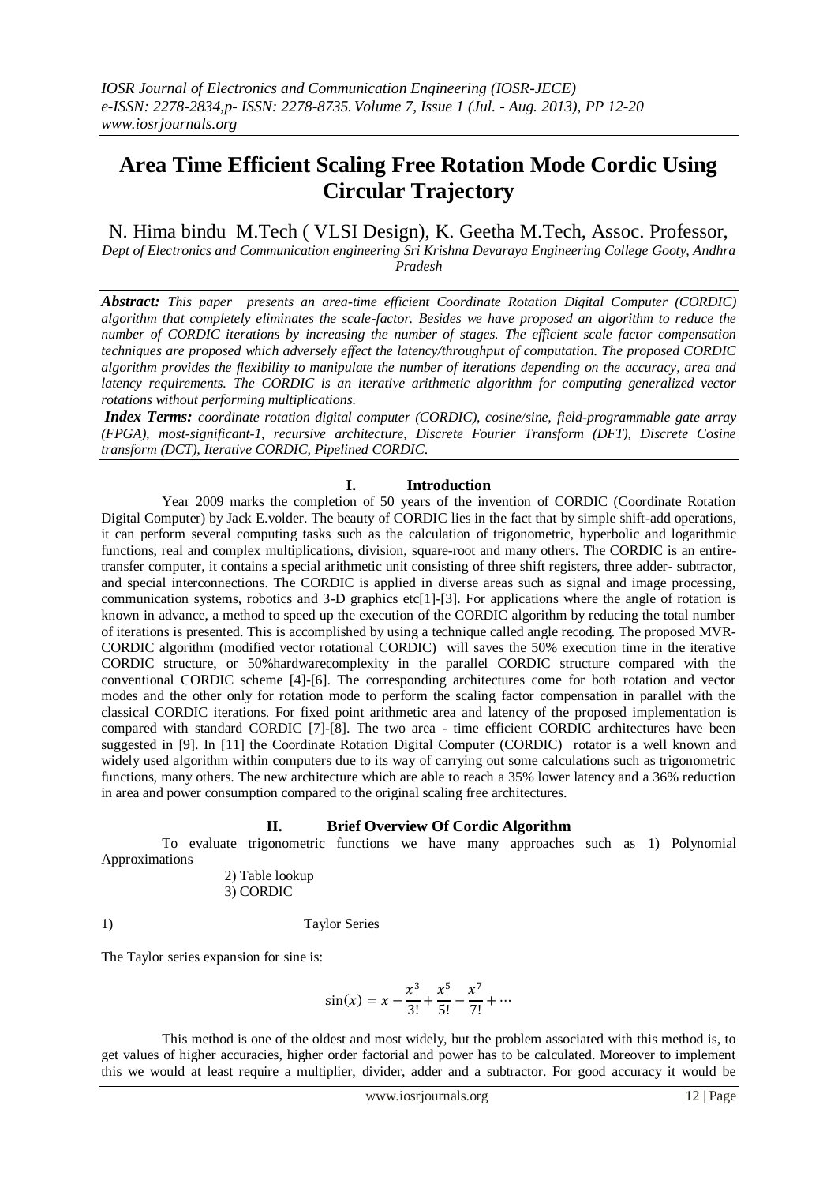# Area Time Efficient Scaling Free Rotation Mode Cordic Using Circular Trajectory

N. Hima bindu M.Tech ( VLSI Design), K. Geetha M.Tech, Assoc. Professor,

*Dept of Electronics and Communication engineering Sri Krishna Devaraya Engineering College Gooty, Andhra Pradesh*

***Abstract:*** *This paper presents an area-time efficient Coordinate Rotation Digital Computer (CORDIC) algorithm that completely eliminates the scale-factor. Besides we have proposed an algorithm to reduce the number of CORDIC iterations by increasing the number of stages. The efficient scale factor compensation techniques are proposed which adversely effect the latency/throughput of computation. The proposed CORDIC algorithm provides the flexibility to manipulate the number of iterations depending on the accuracy, area and latency requirements. The CORDIC is an iterative arithmetic algorithm for computing generalized vector rotations without performing multiplications.*

***Index Terms:*** *coordinate rotation digital computer (CORDIC), cosine/sine, field-programmable gate array (FPGA), most-significant-1, recursive architecture, Discrete Fourier Transform (DFT), Discrete Cosine transform (DCT), Iterative CORDIC, Pipelined CORDIC.*

## I. Introduction

Year 2009 marks the completion of 50 years of the invention of CORDIC (Coordinate Rotation Digital Computer) by Jack E.volder. The beauty of CORDIC lies in the fact that by simple shift-add operations, it can perform several computing tasks such as the calculation of trigonometric, hyperbolic and logarithmic functions, real and complex multiplications, division, square-root and many others. The CORDIC is an entire-transfer computer, it contains a special arithmetic unit consisting of three shift registers, three adder- subtractor, and special interconnections. The CORDIC is applied in diverse areas such as signal and image processing, communication systems, robotics and 3-D graphics etc[1]-[3]. For applications where the angle of rotation is known in advance, a method to speed up the execution of the CORDIC algorithm by reducing the total number of iterations is presented. This is accomplished by using a technique called angle recoding. The proposed MVR-CORDIC algorithm (modified vector rotational CORDIC) will saves the 50% execution time in the iterative CORDIC structure, or 50%hardwarecomplexity in the parallel CORDIC structure compared with the conventional CORDIC scheme [4]-[6]. The corresponding architectures come for both rotation and vector modes and the other only for rotation mode to perform the scaling factor compensation in parallel with the classical CORDIC iterations. For fixed point arithmetic area and latency of the proposed implementation is compared with standard CORDIC [7]-[8]. The two area - time efficient CORDIC architectures have been suggested in [9]. In [11] the Coordinate Rotation Digital Computer (CORDIC) rotator is a well known and widely used algorithm within computers due to its way of carrying out some calculations such as trigonometric functions, many others. The new architecture which are able to reach a 35% lower latency and a 36% reduction in area and power consumption compared to the original scaling free architectures.

## II. Brief Overview Of Cordic Algorithm

To evaluate trigonometric functions we have many approaches such as 1) Polynomial Approximations

2) Table lookup
3) CORDIC

1) Taylor Series

The Taylor series expansion for sine is:

$$\sin(x) = x - \frac{x^3}{3!} + \frac{x^5}{5!} - \frac{x^7}{7!} + \cdots$$

This method is one of the oldest and most widely, but the problem associated with this method is, to get values of higher accuracies, higher order factorial and power has to be calculated. Moreover to implement this we would at least require a multiplier, divider, adder and a subtractor. For good accuracy it would be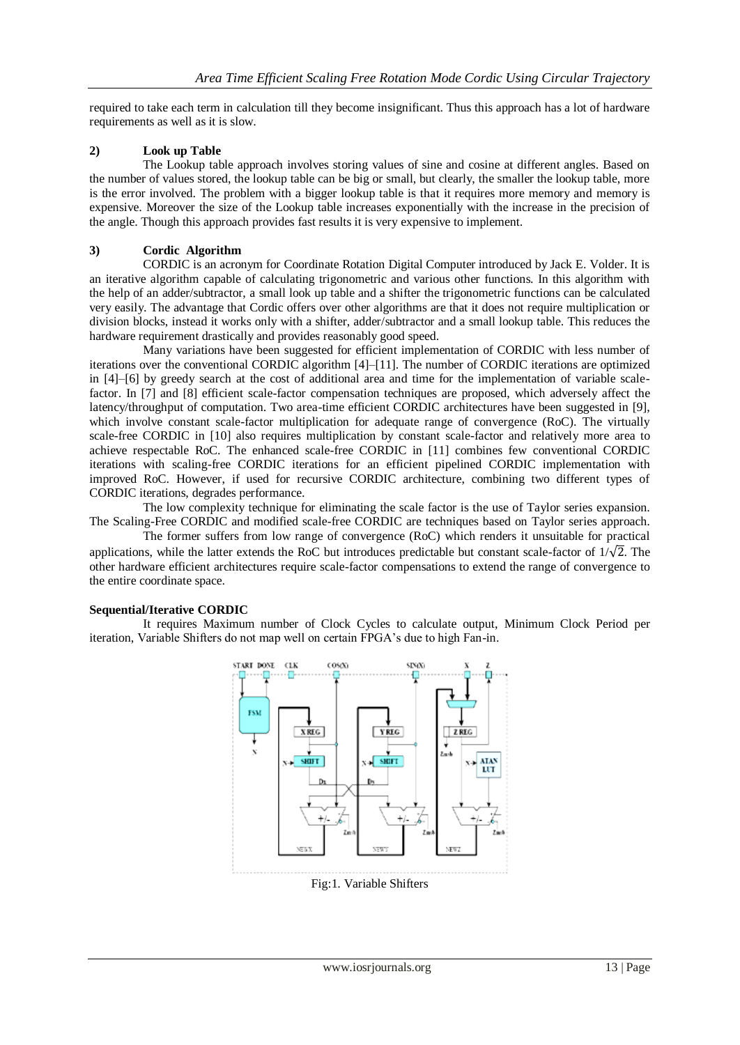required to take each term in calculation till they become insignificant. Thus this approach has a lot of hardware requirements as well as it is slow.

### 2) Look up Table

The Lookup table approach involves storing values of sine and cosine at different angles. Based on the number of values stored, the lookup table can be big or small, but clearly, the smaller the lookup table, more is the error involved. The problem with a bigger lookup table is that it requires more memory and memory is expensive. Moreover the size of the Lookup table increases exponentially with the increase in the precision of the angle. Though this approach provides fast results it is very expensive to implement.

### 3) Cordic Algorithm

CORDIC is an acronym for Coordinate Rotation Digital Computer introduced by Jack E. Volder. It is an iterative algorithm capable of calculating trigonometric and various other functions. In this algorithm with the help of an adder/subtractor, a small look up table and a shifter the trigonometric functions can be calculated very easily. The advantage that Cordic offers over other algorithms are that it does not require multiplication or division blocks, instead it works only with a shifter, adder/subtractor and a small lookup table. This reduces the hardware requirement drastically and provides reasonably good speed.

Many variations have been suggested for efficient implementation of CORDIC with less number of iterations over the conventional CORDIC algorithm [4]–[11]. The number of CORDIC iterations are optimized in [4]–[6] by greedy search at the cost of additional area and time for the implementation of variable scale-factor. In [7] and [8] efficient scale-factor compensation techniques are proposed, which adversely affect the latency/throughput of computation. Two area-time efficient CORDIC architectures have been suggested in [9], which involve constant scale-factor multiplication for adequate range of convergence (RoC). The virtually scale-free CORDIC in [10] also requires multiplication by constant scale-factor and relatively more area to achieve respectable RoC. The enhanced scale-free CORDIC in [11] combines few conventional CORDIC iterations with scaling-free CORDIC iterations for an efficient pipelined CORDIC implementation with improved RoC. However, if used for recursive CORDIC architecture, combining two different types of CORDIC iterations, degrades performance.

The low complexity technique for eliminating the scale factor is the use of Taylor series expansion. The Scaling-Free CORDIC and modified scale-free CORDIC are techniques based on Taylor series approach.

The former suffers from low range of convergence (RoC) which renders it unsuitable for practical applications, while the latter extends the RoC but introduces predictable but constant scale-factor of $1/\sqrt{2}$. The other hardware efficient architectures require scale-factor compensations to extend the range of convergence to the entire coordinate space.

**Sequential/Iterative CORDIC**

It requires Maximum number of Clock Cycles to calculate output, Minimum Clock Period per iteration, Variable Shifters do not map well on certain FPGA's due to high Fan-in.

Fig:1. Variable Shifters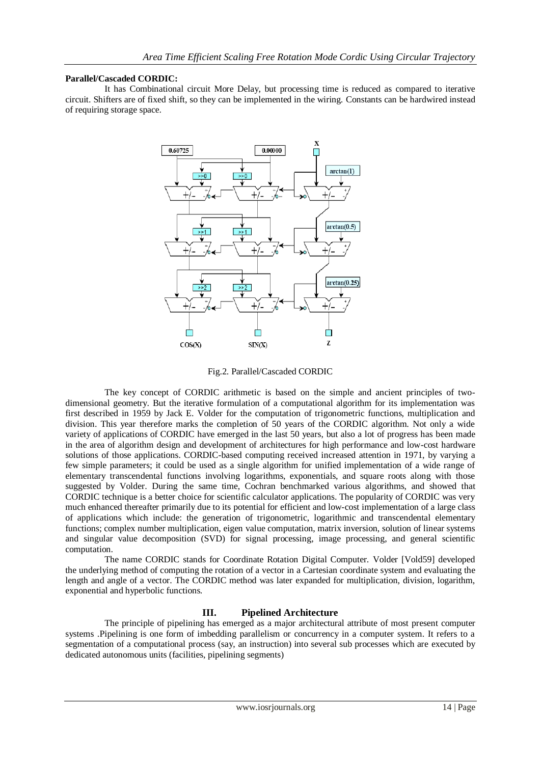**Parallel/Cascaded CORDIC:**

It has Combinational circuit More Delay, but processing time is reduced as compared to iterative circuit. Shifters are of fixed shift, so they can be implemented in the wiring. Constants can be hardwired instead of requiring storage space.

Fig.2. Parallel/Cascaded CORDIC

The key concept of CORDIC arithmetic is based on the simple and ancient principles of two-dimensional geometry. But the iterative formulation of a computational algorithm for its implementation was first described in 1959 by Jack E. Volder for the computation of trigonometric functions, multiplication and division. This year therefore marks the completion of 50 years of the CORDIC algorithm. Not only a wide variety of applications of CORDIC have emerged in the last 50 years, but also a lot of progress has been made in the area of algorithm design and development of architectures for high performance and low-cost hardware solutions of those applications. CORDIC-based computing received increased attention in 1971, by varying a few simple parameters; it could be used as a single algorithm for unified implementation of a wide range of elementary transcendental functions involving logarithms, exponentials, and square roots along with those suggested by Volder. During the same time, Cochran benchmarked various algorithms, and showed that CORDIC technique is a better choice for scientific calculator applications. The popularity of CORDIC was very much enhanced thereafter primarily due to its potential for efficient and low-cost implementation of a large class of applications which include: the generation of trigonometric, logarithmic and transcendental elementary functions; complex number multiplication, eigen value computation, matrix inversion, solution of linear systems and singular value decomposition (SVD) for signal processing, image processing, and general scientific computation.

The name CORDIC stands for Coordinate Rotation Digital Computer. Volder [Vold59] developed the underlying method of computing the rotation of a vector in a Cartesian coordinate system and evaluating the length and angle of a vector. The CORDIC method was later expanded for multiplication, division, logarithm, exponential and hyperbolic functions.

## III. Pipelined Architecture

The principle of pipelining has emerged as a major architectural attribute of most present computer systems .Pipelining is one form of imbedding parallelism or concurrency in a computer system. It refers to a segmentation of a computational process (say, an instruction) into several sub processes which are executed by dedicated autonomous units (facilities, pipelining segments)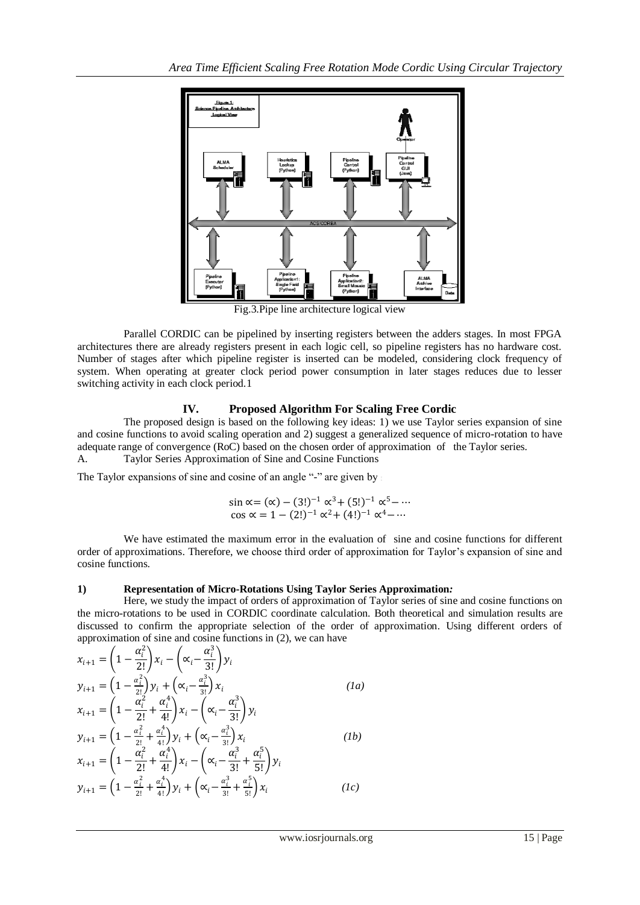Fig.3.Pipe line architecture logical view

Parallel CORDIC can be pipelined by inserting registers between the adders stages. In most FPGA architectures there are already registers present in each logic cell, so pipeline registers has no hardware cost. Number of stages after which pipeline register is inserted can be modeled, considering clock frequency of system. When operating at greater clock period power consumption in later stages reduces due to lesser switching activity in each clock period.1

## IV. Proposed Algorithm For Scaling Free Cordic

The proposed design is based on the following key ideas: 1) we use Taylor series expansion of sine and cosine functions to avoid scaling operation and 2) suggest a generalized sequence of micro-rotation to have adequate range of convergence (RoC) based on the chosen order of approximation of the Taylor series.

A. Taylor Series Approximation of Sine and Cosine Functions

The Taylor expansions of sine and cosine of an angle "-" are given by

$$\sin \propto = (\propto) - (3!)^{-1} \propto^3 + (5!)^{-1} \propto^5 - \cdots$$
$$\cos \propto = 1 - (2!)^{-1} \propto^2 + (4!)^{-1} \propto^4 - \cdots$$

We have estimated the maximum error in the evaluation of sine and cosine functions for different order of approximations. Therefore, we choose third order of approximation for Taylor's expansion of sine and cosine functions.

### 1) Representation of Micro-Rotations Using Taylor Series Approximation:

Here, we study the impact of orders of approximation of Taylor series of sine and cosine functions on the micro-rotations to be used in CORDIC coordinate calculation. Both theoretical and simulation results are discussed to confirm the appropriate selection of the order of approximation. Using different orders of approximation of sine and cosine functions in (2), we can have

$$x_{i+1} = \left(1 - \frac{\alpha_i^2}{2!}\right) x_i - \left(\propto_i - \frac{\alpha_i^3}{3!}\right) y_i$$
$$y_{i+1} = \left(1 - \frac{\alpha_i^2}{2!}\right) y_i + \left(\propto_i - \frac{\alpha_i^3}{3!}\right) x_i \tag{1a}$$
$$x_{i+1} = \left(1 - \frac{\alpha_i^2}{2!} + \frac{\alpha_i^4}{4!}\right) x_i - \left(\propto_i - \frac{\alpha_i^3}{3!}\right) y_i$$
$$y_{i+1} = \left(1 - \frac{\alpha_i^2}{2!} + \frac{\alpha_i^4}{4!}\right) y_i + \left(\propto_i - \frac{\alpha_i^3}{3!}\right) x_i \tag{1b}$$
$$x_{i+1} = \left(1 - \frac{\alpha_i^2}{2!} + \frac{\alpha_i^4}{4!}\right) x_i - \left(\propto_i - \frac{\alpha_i^3}{3!} + \frac{\alpha_i^5}{5!}\right) y_i$$
$$y_{i+1} = \left(1 - \frac{\alpha_i^2}{2!} + \frac{\alpha_i^4}{4!}\right) y_i + \left(\propto_i - \frac{\alpha_i^3}{3!} + \frac{\alpha_i^5}{5!}\right) x_i \tag{1c}$$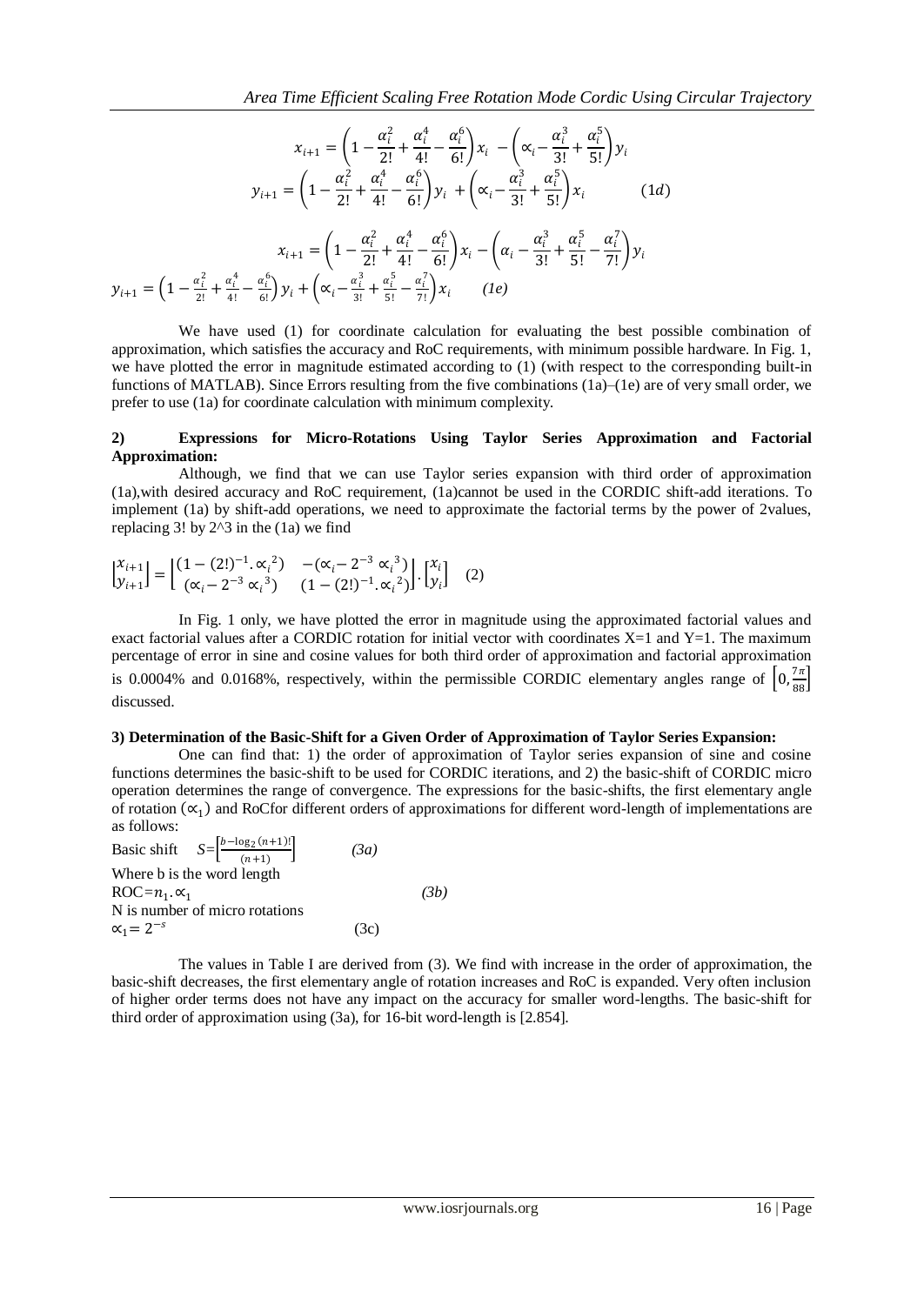$$x_{i+1} = \left(1 - \frac{\alpha_i^2}{2!} + \frac{\alpha_i^4}{4!} - \frac{\alpha_i^6}{6!}\right)x_i - \left(\propto_i - \frac{\alpha_i^3}{3!} + \frac{\alpha_i^5}{5!}\right)y_i$$

$$y_{i+1} = \left(1 - \frac{\alpha_i^2}{2!} + \frac{\alpha_i^4}{4!} - \frac{\alpha_i^6}{6!}\right)y_i + \left(\propto_i - \frac{\alpha_i^3}{3!} + \frac{\alpha_i^5}{5!}\right)x_i \qquad (1d)$$

$$x_{i+1} = \left(1 - \frac{\alpha_i^2}{2!} + \frac{\alpha_i^4}{4!} - \frac{\alpha_i^6}{6!}\right)x_i - \left(\alpha_i - \frac{\alpha_i^3}{3!} + \frac{\alpha_i^5}{5!} - \frac{\alpha_i^7}{7!}\right)y_i$$

$$y_{i+1} = \left(1 - \frac{\alpha_i^2}{2!} + \frac{\alpha_i^4}{4!} - \frac{\alpha_i^6}{6!}\right)y_i + \left(\propto_i - \frac{\alpha_i^3}{3!} + \frac{\alpha_i^5}{5!} - \frac{\alpha_i^7}{7!}\right)x_i \qquad (1e)$$

We have used (1) for coordinate calculation for evaluating the best possible combination of approximation, which satisfies the accuracy and RoC requirements, with minimum possible hardware. In Fig. 1, we have plotted the error in magnitude estimated according to (1) (with respect to the corresponding built-in functions of MATLAB). Since Errors resulting from the five combinations (1a)–(1e) are of very small order, we prefer to use (1a) for coordinate calculation with minimum complexity.

**2) Expressions for Micro-Rotations Using Taylor Series Approximation and Factorial Approximation:**

Although, we find that we can use Taylor series expansion with third order of approximation (1a),with desired accuracy and RoC requirement, (1a)cannot be used in the CORDIC shift-add iterations. To implement (1a) by shift-add operations, we need to approximate the factorial terms by the power of 2values, replacing 3! by 2^3 in the (1a) we find

$$\begin{bmatrix} x_{i+1} \\ y_{i+1} \end{bmatrix} = \begin{bmatrix} (1 - (2!)^{-1} . \propto_i^{\ 2}) & -(\propto_i - 2^{-3} \propto_i^{\ 3}) \\ (\propto_i - 2^{-3} \propto_i^{\ 3}) & (1 - (2!)^{-1} . \propto_i^{\ 2}) \end{bmatrix} . \begin{bmatrix} x_i \\ y_i \end{bmatrix} \quad (2)$$

In Fig. 1 only, we have plotted the error in magnitude using the approximated factorial values and exact factorial values after a CORDIC rotation for initial vector with coordinates X=1 and Y=1. The maximum percentage of error in sine and cosine values for both third order of approximation and factorial approximation is 0.0004% and 0.0168%, respectively, within the permissible CORDIC elementary angles range of $\left[0, \frac{7\pi}{88}\right]$ discussed.

**3) Determination of the Basic-Shift for a Given Order of Approximation of Taylor Series Expansion:**

One can find that: 1) the order of approximation of Taylor series expansion of sine and cosine functions determines the basic-shift to be used for CORDIC iterations, and 2) the basic-shift of CORDIC micro operation determines the range of convergence. The expressions for the basic-shifts, the first elementary angle of rotation ($\propto_1$) and RoCfor different orders of approximations for different word-length of implementations are as follows:

Basic shift $\quad S=\left[\frac{b-\log_2(n+1)!}{(n+1)}\right] \qquad$ *(3a)*

Where b is the word length

$\mathrm{ROC}=n_1.\propto_1 \qquad$ *(3b)*

N is number of micro rotations

$\propto_1 = 2^{-s} \qquad$ (3c)

The values in Table I are derived from (3). We find with increase in the order of approximation, the basic-shift decreases, the first elementary angle of rotation increases and RoC is expanded. Very often inclusion of higher order terms does not have any impact on the accuracy for smaller word-lengths. The basic-shift for third order of approximation using (3a), for 16-bit word-length is [2.854].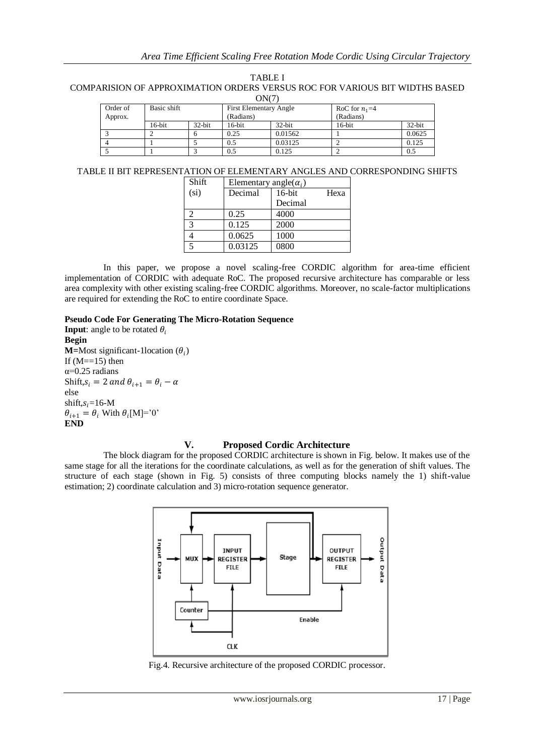TABLE I
COMPARISION OF APPROXIMATION ORDERS VERSUS ROC FOR VARIOUS BIT WIDTHS BASED ON(7)

| Order of Approx. | Basic shift | | First Elementary Angle (Radians) | | RoC for $n_1$=4 (Radians) | |
|---|---|---|---|---|---|---|
| | 16-bit | 32-bit | 16-bit | 32-bit | 16-bit | 32-bit |
| 3 | 2 | 6 | 0.25 | 0.01562 | 1 | 0.0625 |
| 4 | 1 | 5 | 0.5 | 0.03125 | 2 | 0.125 |
| 5 | 1 | 3 | 0.5 | 0.125 | 2 | 0.5 |

TABLE II BIT REPRESENTATION OF ELEMENTARY ANGLES AND CORRESPONDING SHIFTS

| Shift (si) | Elementary angle($\alpha_i$) | |
|---|---|---|
| | Decimal | 16-bit Hexa Decimal |
| 2 | 0.25 | 4000 |
| 3 | 0.125 | 2000 |
| 4 | 0.0625 | 1000 |
| 5 | 0.03125 | 0800 |

In this paper, we propose a novel scaling-free CORDIC algorithm for area-time efficient implementation of CORDIC with adequate RoC. The proposed recursive architecture has comparable or less area complexity with other existing scaling-free CORDIC algorithms. Moreover, no scale-factor multiplications are required for extending the RoC to entire coordinate Space.

**Pseudo Code For Generating The Micro-Rotation Sequence**

**Input**: angle to be rotated $\theta_i$
**Begin**
**M=**Most significant-1location ($\theta_i$)
If (M==15) then
α=0.25 radians
Shift,$s_i = 2$ $and$ $\theta_{i+1} = \theta_i - \alpha$
else
shift,$s_i$=16-M
$\theta_{i+1} = \theta_i$ With $\theta_i$[M]='0'
**END**

## V. Proposed Cordic Architecture

The block diagram for the proposed CORDIC architecture is shown in Fig. below. It makes use of the same stage for all the iterations for the coordinate calculations, as well as for the generation of shift values. The structure of each stage (shown in Fig. 5) consists of three computing blocks namely the 1) shift-value estimation; 2) coordinate calculation and 3) micro-rotation sequence generator.

Fig.4. Recursive architecture of the proposed CORDIC processor.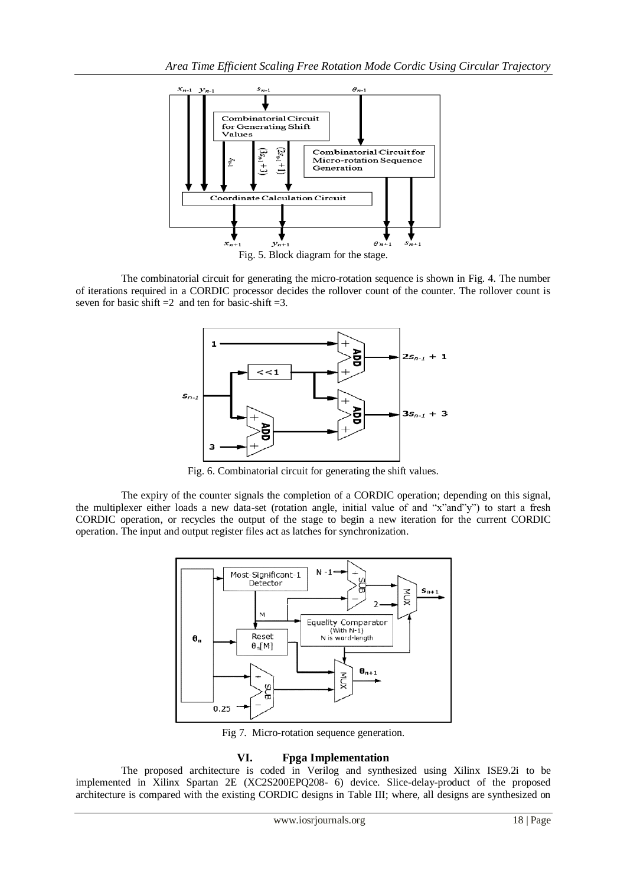Fig. 5. Block diagram for the stage.

The combinatorial circuit for generating the micro-rotation sequence is shown in Fig. 4. The number of iterations required in a CORDIC processor decides the rollover count of the counter. The rollover count is seven for basic shift =2 and ten for basic-shift =3.

Fig. 6. Combinatorial circuit for generating the shift values.

The expiry of the counter signals the completion of a CORDIC operation; depending on this signal, the multiplexer either loads a new data-set (rotation angle, initial value of and "x"and"y") to start a fresh CORDIC operation, or recycles the output of the stage to begin a new iteration for the current CORDIC operation. The input and output register files act as latches for synchronization.

Fig 7. Micro-rotation sequence generation.

## VI. Fpga Implementation

The proposed architecture is coded in Verilog and synthesized using Xilinx ISE9.2i to be implemented in Xilinx Spartan 2E (XC2S200EPQ208- 6) device. Slice-delay-product of the proposed architecture is compared with the existing CORDIC designs in Table III; where, all designs are synthesized on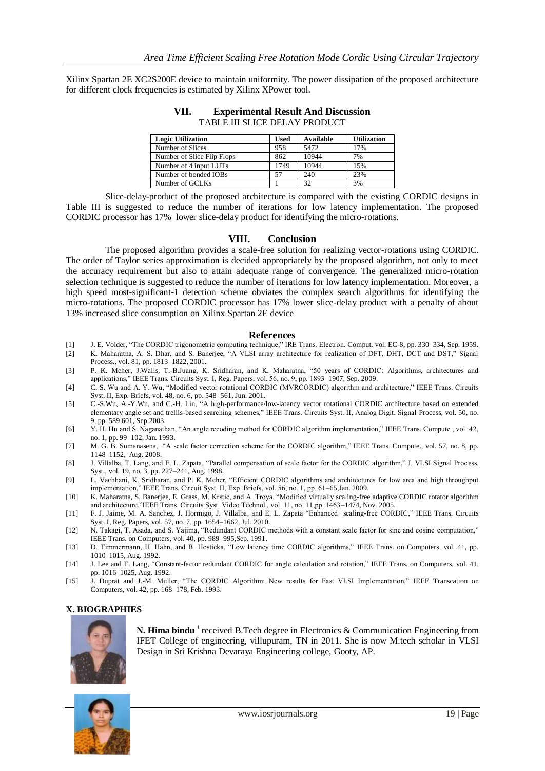Xilinx Spartan 2E XC2S200E device to maintain uniformity. The power dissipation of the proposed architecture for different clock frequencies is estimated by Xilinx XPower tool.

## VII. Experimental Result And Discussion

TABLE III SLICE DELAY PRODUCT

| Logic Utilization | Used | Available | Utilization |
|---|---|---|---|
| Number of Slices | 958 | 5472 | 17% |
| Number of Slice Flip Flops | 862 | 10944 | 7% |
| Number of 4 input LUTs | 1749 | 10944 | 15% |
| Number of bonded IOBs | 57 | 240 | 23% |
| Number of GCLKs | 1 | 32 | 3% |

Slice-delay-product of the proposed architecture is compared with the existing CORDIC designs in Table III is suggested to reduce the number of iterations for low latency implementation. The proposed CORDIC processor has 17% lower slice-delay product for identifying the micro-rotations.

## VIII. Conclusion

The proposed algorithm provides a scale-free solution for realizing vector-rotations using CORDIC. The order of Taylor series approximation is decided appropriately by the proposed algorithm, not only to meet the accuracy requirement but also to attain adequate range of convergence. The generalized micro-rotation selection technique is suggested to reduce the number of iterations for low latency implementation. Moreover, a high speed most-significant-1 detection scheme obviates the complex search algorithms for identifying the micro-rotations. The proposed CORDIC processor has 17% lower slice-delay product with a penalty of about 13% increased slice consumption on Xilinx Spartan 2E device

## References

[1] J. E. Volder, "The CORDIC trigonometric computing technique," IRE Trans. Electron. Comput. vol. EC-8, pp. 330–334, Sep. 1959.

[2] K. Maharatna, A. S. Dhar, and S. Banerjee, "A VLSI array architecture for realization of DFT, DHT, DCT and DST," Signal Process., vol. 81, pp. 1813–1822, 2001.

[3] P. K. Meher, J.Walls, T.-B.Juang, K. Sridharan, and K. Maharatna, "50 years of CORDIC: Algorithms, architectures and applications," IEEE Trans. Circuits Syst. I, Reg. Papers, vol. 56, no. 9, pp. 1893–1907, Sep. 2009.

[4] C. S. Wu and A. Y. Wu, "Modified vector rotational CORDIC (MVRCORDIC) algorithm and architecture," IEEE Trans. Circuits Syst. II, Exp. Briefs, vol. 48, no. 6, pp. 548–561, Jun. 2001.

[5] C.-S.Wu, A.-Y.Wu, and C.-H. Lin, "A high-performance/low-latency vector rotational CORDIC architecture based on extended elementary angle set and trellis-based searching schemes," IEEE Trans. Circuits Syst. II, Analog Digit. Signal Process, vol. 50, no. 9, pp. 589 601, Sep.2003.

[6] Y. H. Hu and S. Naganathan, "An angle recoding method for CORDIC algorithm implementation," IEEE Trans. Compute., vol. 42, no. 1, pp. 99–102, Jan. 1993.

[7] M. G. B. Sumanasena, "A scale factor correction scheme for the CORDIC algorithm," IEEE Trans. Compute., vol. 57, no. 8, pp. 1148–1152, Aug. 2008.

[8] J. Villalba, T. Lang, and E. L. Zapata, "Parallel compensation of scale factor for the CORDIC algorithm," J. VLSI Signal Process. Syst., vol. 19, no. 3, pp. 227–241, Aug. 1998.

[9] L. Vachhani, K. Sridharan, and P. K. Meher, "Efficient CORDIC algorithms and architectures for low area and high throughput implementation," IEEE Trans. Circuit Syst. II, Exp. Briefs, vol. 56, no. 1, pp. 61–65,Jan. 2009.

[10] K. Maharatna, S. Banerjee, E. Grass, M. Krstic, and A. Troya, "Modified virtually scaling-free adaptive CORDIC rotator algorithm and architecture,"IEEE Trans. Circuits Syst. Video Technol., vol. 11, no. 11,pp. 1463–1474, Nov. 2005.

[11] F. J. Jaime, M. A. Sanchez, J. Hormigo, J. Villalba, and E. L. Zapata "Enhanced scaling-free CORDIC," IEEE Trans. Circuits Syst. I, Reg. Papers, vol. 57, no. 7, pp. 1654–1662, Jul. 2010.

[12] N. Takagi, T. Asada, and S. Yajima, "Redundant CORDIC methods with a constant scale factor for sine and cosine computation," IEEE Trans. on Computers, vol. 40, pp. 989–995,Sep. 1991.

[13] D. Timmermann, H. Hahn, and B. Hosticka, "Low latency time CORDIC algorithms," IEEE Trans. on Computers, vol. 41, pp. 1010–1015, Aug. 1992.

[14] J. Lee and T. Lang, "Constant-factor redundant CORDIC for angle calculation and rotation," IEEE Trans. on Computers, vol. 41, pp. 1016–1025, Aug. 1992.

[15] J. Duprat and J.-M. Muller, "The CORDIC Algorithm: New results for Fast VLSI Implementation," IEEE Transcation on Computers, vol. 42, pp. 168–178, Feb. 1993.

## X. BIOGRAPHIES

**N. Hima bindu** [1] received B.Tech degree in Electronics & Communication Engineering from IFET College of engineering, villupuram, TN in 2011. She is now M.tech scholar in VLSI Design in Sri Krishna Devaraya Engineering college, Gooty, AP.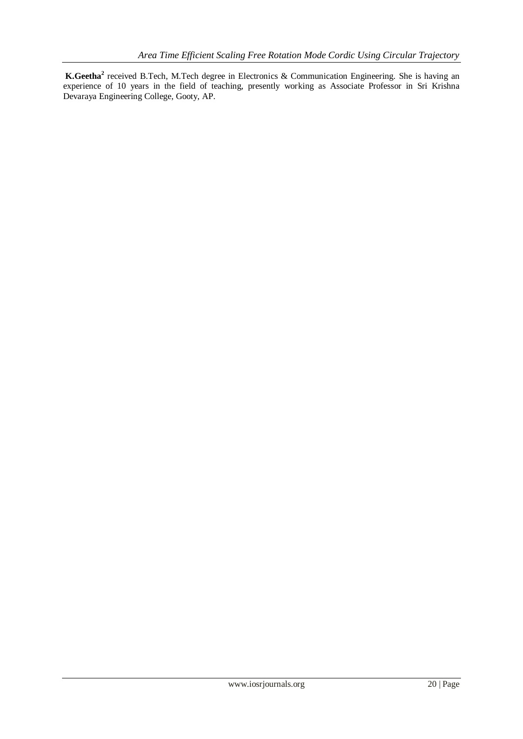**K.Geetha**[2] received B.Tech, M.Tech degree in Electronics & Communication Engineering. She is having an experience of 10 years in the field of teaching, presently working as Associate Professor in Sri Krishna Devaraya Engineering College, Gooty, AP.